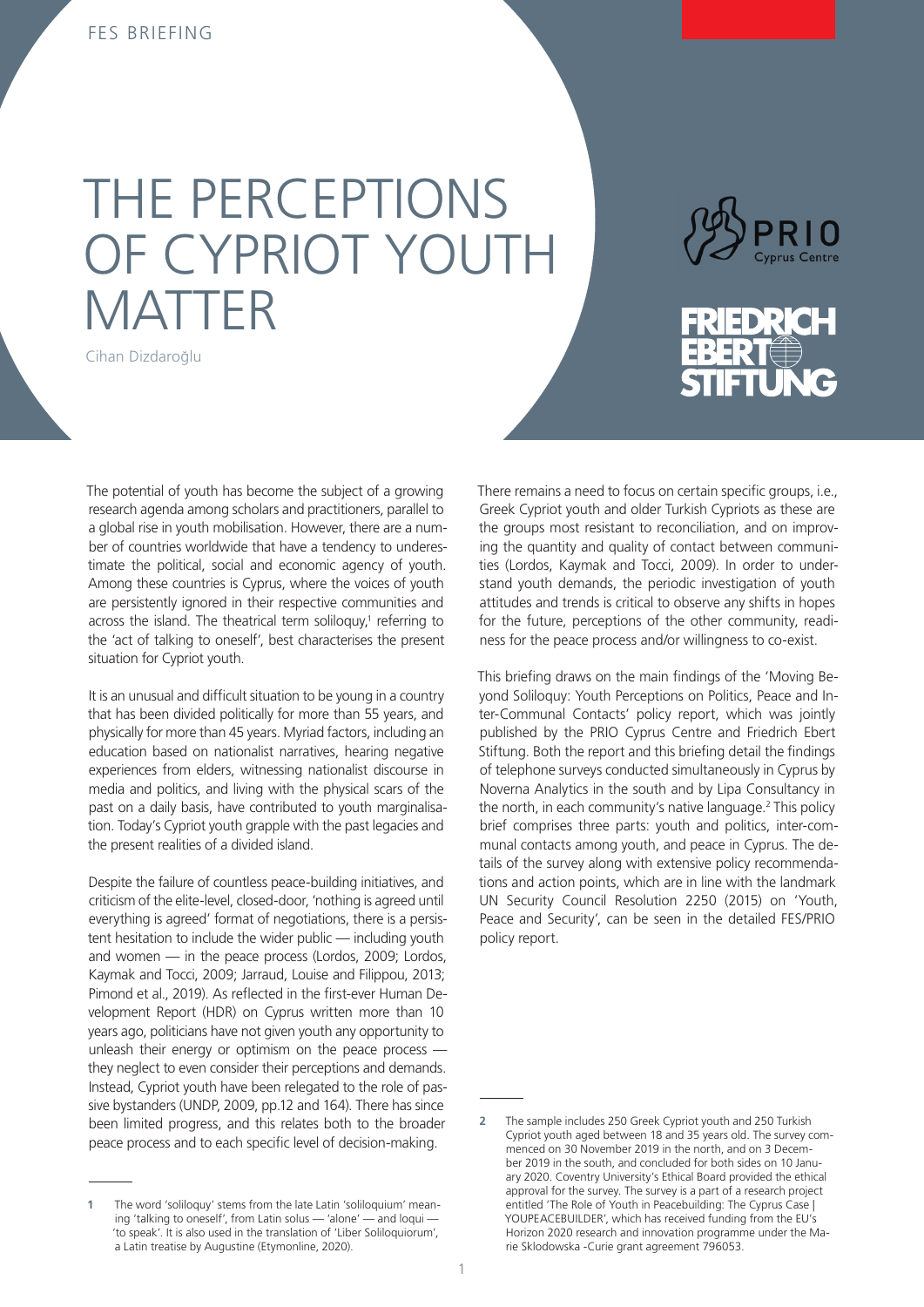FES BRIEFING

# THE PERCEPTIONS OF CYPRIOT YOUTH MATTER

Cihan Dizdaroğlu

The potential of youth has become the subject of a growing research agenda among scholars and practitioners, parallel to a global rise in youth mobilisation. However, there are a number of countries worldwide that have a tendency to underestimate the political, social and economic agency of youth. Among these countries is Cyprus, where the voices of youth are persistently ignored in their respective communities and across the island. The theatrical term soliloquy,[1] referring to the 'act of talking to oneself', best characterises the present situation for Cypriot youth.

It is an unusual and difficult situation to be young in a country that has been divided politically for more than 55 years, and physically for more than 45 years. Myriad factors, including an education based on nationalist narratives, hearing negative experiences from elders, witnessing nationalist discourse in media and politics, and living with the physical scars of the past on a daily basis, have contributed to youth marginalisation. Today's Cypriot youth grapple with the past legacies and the present realities of a divided island.

Despite the failure of countless peace-building initiatives, and criticism of the elite-level, closed-door, 'nothing is agreed until everything is agreed' format of negotiations, there is a persistent hesitation to include the wider public — including youth and women — in the peace process (Lordos, 2009; Lordos, Kaymak and Tocci, 2009; Jarraud, Louise and Filippou, 2013; Pimond et al., 2019). As reflected in the first-ever Human Development Report (HDR) on Cyprus written more than 10 years ago, politicians have not given youth any opportunity to unleash their energy or optimism on the peace process — they neglect to even consider their perceptions and demands. Instead, Cypriot youth have been relegated to the role of passive bystanders (UNDP, 2009, pp.12 and 164). There has since been limited progress, and this relates both to the broader peace process and to each specific level of decision-making.

There remains a need to focus on certain specific groups, i.e., Greek Cypriot youth and older Turkish Cypriots as these are the groups most resistant to reconciliation, and on improving the quantity and quality of contact between communities (Lordos, Kaymak and Tocci, 2009). In order to understand youth demands, the periodic investigation of youth attitudes and trends is critical to observe any shifts in hopes for the future, perceptions of the other community, readiness for the peace process and/or willingness to co-exist.

This briefing draws on the main findings of the 'Moving Beyond Soliloquy: Youth Perceptions on Politics, Peace and Inter-Communal Contacts' policy report, which was jointly published by the PRIO Cyprus Centre and Friedrich Ebert Stiftung. Both the report and this briefing detail the findings of telephone surveys conducted simultaneously in Cyprus by Noverna Analytics in the south and by Lipa Consultancy in the north, in each community's native language.[2] This policy brief comprises three parts: youth and politics, inter-communal contacts among youth, and peace in Cyprus. The details of the survey along with extensive policy recommendations and action points, which are in line with the landmark UN Security Council Resolution 2250 (2015) on 'Youth, Peace and Security', can be seen in the detailed FES/PRIO policy report.

---

[1] The word 'soliloquy' stems from the late Latin 'soliloquium' meaning 'talking to oneself', from Latin solus — 'alone' — and loqui — 'to speak'. It is also used in the translation of 'Liber Soliloquiorum', a Latin treatise by Augustine (Etymonline, 2020).

[2] The sample includes 250 Greek Cypriot youth and 250 Turkish Cypriot youth aged between 18 and 35 years old. The survey commenced on 30 November 2019 in the north, and on 3 December 2019 in the south, and concluded for both sides on 10 January 2020. Coventry University's Ethical Board provided the ethical approval for the survey. The survey is a part of a research project entitled 'The Role of Youth in Peacebuilding: The Cyprus Case | YOUPEACEBUILDER', which has received funding from the EU's Horizon 2020 research and innovation programme under the Marie Sklodowska -Curie grant agreement 796053.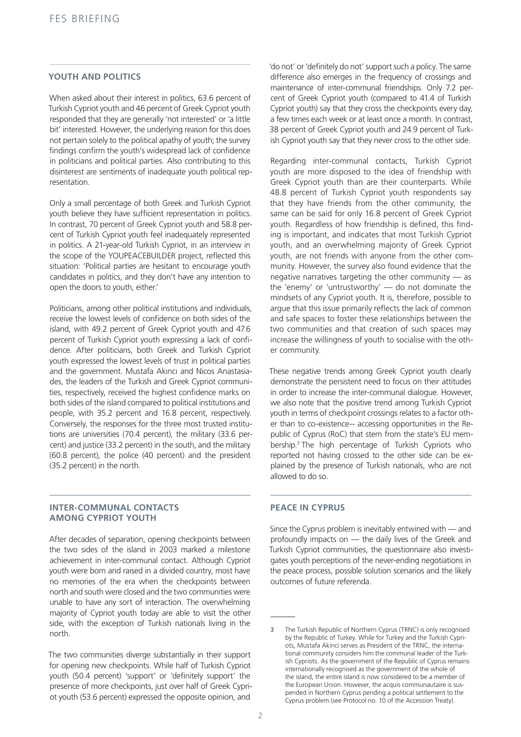## YOUTH AND POLITICS

When asked about their interest in politics, 63.6 percent of Turkish Cypriot youth and 46 percent of Greek Cypriot youth responded that they are generally 'not interested' or 'a little bit' interested. However, the underlying reason for this does not pertain solely to the political apathy of youth; the survey findings confirm the youth's widespread lack of confidence in politicians and political parties. Also contributing to this disinterest are sentiments of inadequate youth political representation.

Only a small percentage of both Greek and Turkish Cypriot youth believe they have sufficient representation in politics. In contrast, 70 percent of Greek Cypriot youth and 58.8 percent of Turkish Cypriot youth feel inadequately represented in politics. A 21-year-old Turkish Cypriot, in an interview in the scope of the YOUPEACEBUILDER project, reflected this situation: 'Political parties are hesitant to encourage youth candidates in politics, and they don't have any intention to open the doors to youth, either.'

Politicians, among other political institutions and individuals, receive the lowest levels of confidence on both sides of the island, with 49.2 percent of Greek Cypriot youth and 47.6 percent of Turkish Cypriot youth expressing a lack of confidence. After politicians, both Greek and Turkish Cypriot youth expressed the lowest levels of trust in political parties and the government. Mustafa Akıncı and Nicos Anastasiades, the leaders of the Turkish and Greek Cypriot communities, respectively, received the highest confidence marks on both sides of the island compared to political institutions and people, with 35.2 percent and 16.8 percent, respectively. Conversely, the responses for the three most trusted institutions are universities (70.4 percent), the military (33.6 percent) and justice (33.2 percent) in the south, and the military (60.8 percent), the police (40 percent) and the president (35.2 percent) in the north.

## INTER-COMMUNAL CONTACTS AMONG CYPRIOT YOUTH

After decades of separation, opening checkpoints between the two sides of the island in 2003 marked a milestone achievement in inter-communal contact. Although Cypriot youth were born and raised in a divided country, most have no memories of the era when the checkpoints between north and south were closed and the two communities were unable to have any sort of interaction. The overwhelming majority of Cypriot youth today are able to visit the other side, with the exception of Turkish nationals living in the north.

The two communities diverge substantially in their support for opening new checkpoints. While half of Turkish Cypriot youth (50.4 percent) 'support' or 'definitely support' the presence of more checkpoints, just over half of Greek Cypriot youth (53.6 percent) expressed the opposite opinion, and 'do not' or 'definitely do not' support such a policy. The same difference also emerges in the frequency of crossings and maintenance of inter-communal friendships. Only 7.2 percent of Greek Cypriot youth (compared to 41.4 of Turkish Cypriot youth) say that they cross the checkpoints every day, a few times each week or at least once a month. In contrast, 38 percent of Greek Cypriot youth and 24.9 percent of Turkish Cypriot youth say that they never cross to the other side.

Regarding inter-communal contacts, Turkish Cypriot youth are more disposed to the idea of friendship with Greek Cypriot youth than are their counterparts. While 48.8 percent of Turkish Cypriot youth respondents say that they have friends from the other community, the same can be said for only 16.8 percent of Greek Cypriot youth. Regardless of how friendship is defined, this finding is important, and indicates that most Turkish Cypriot youth, and an overwhelming majority of Greek Cypriot youth, are not friends with anyone from the other community. However, the survey also found evidence that the negative narratives targeting the other community — as the 'enemy' or 'untrustworthy' — do not dominate the mindsets of any Cypriot youth. It is, therefore, possible to argue that this issue primarily reflects the lack of common and safe spaces to foster these relationships between the two communities and that creation of such spaces may increase the willingness of youth to socialise with the other community.

These negative trends among Greek Cypriot youth clearly demonstrate the persistent need to focus on their attitudes in order to increase the inter-communal dialogue. However, we also note that the positive trend among Turkish Cypriot youth in terms of checkpoint crossings relates to a factor other than to co-existence-- accessing opportunities in the Republic of Cyprus (RoC) that stem from the state's EU membership.[3] The high percentage of Turkish Cypriots who reported not having crossed to the other side can be explained by the presence of Turkish nationals, who are not allowed to do so.

## PEACE IN CYPRUS

Since the Cyprus problem is inevitably entwined with — and profoundly impacts on — the daily lives of the Greek and Turkish Cypriot communities, the questionnaire also investigates youth perceptions of the never-ending negotiations in the peace process, possible solution scenarios and the likely outcomes of future referenda.

---

[3] The Turkish Republic of Northern Cyprus (TRNC) is only recognised by the Republic of Turkey. While for Turkey and the Turkish Cypriots, Mustafa Akinci serves as President of the TRNC, the international community considers him the communal leader of the Turkish Cypriots. As the government of the Republic of Cyprus remains internationally recognised as the government of the whole of the island, the entire island is now considered to be a member of the European Union. However, the acquis communautaire is suspended in Northern Cyprus pending a political settlement to the Cyprus problem (see Protocol no. 10 of the Accession Treaty).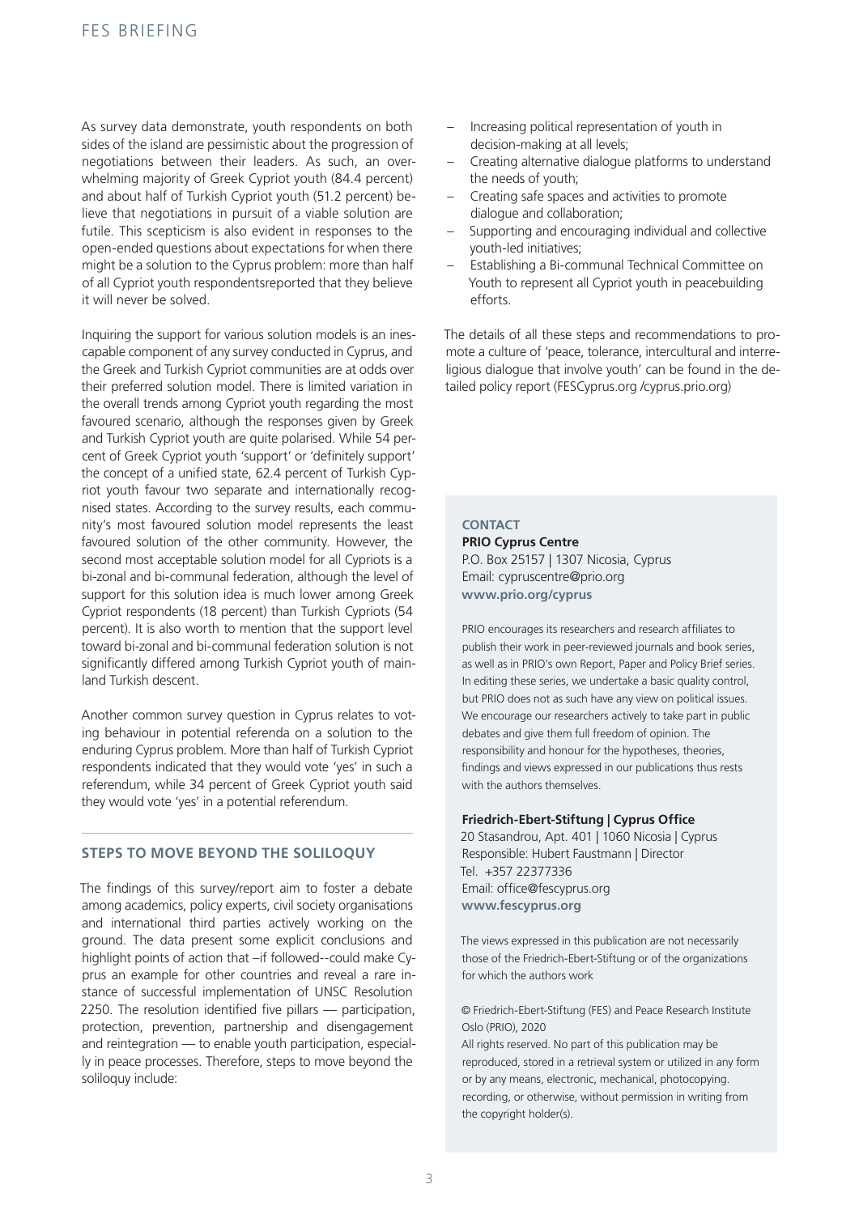As survey data demonstrate, youth respondents on both sides of the island are pessimistic about the progression of negotiations between their leaders. As such, an overwhelming majority of Greek Cypriot youth (84.4 percent) and about half of Turkish Cypriot youth (51.2 percent) believe that negotiations in pursuit of a viable solution are futile. This scepticism is also evident in responses to the open-ended questions about expectations for when there might be a solution to the Cyprus problem: more than half of all Cypriot youth respondentsreported that they believe it will never be solved.

Inquiring the support for various solution models is an inescapable component of any survey conducted in Cyprus, and the Greek and Turkish Cypriot communities are at odds over their preferred solution model. There is limited variation in the overall trends among Cypriot youth regarding the most favoured scenario, although the responses given by Greek and Turkish Cypriot youth are quite polarised. While 54 percent of Greek Cypriot youth 'support' or 'definitely support' the concept of a unified state, 62.4 percent of Turkish Cypriot youth favour two separate and internationally recognised states. According to the survey results, each community's most favoured solution model represents the least favoured solution of the other community. However, the second most acceptable solution model for all Cypriots is a bi-zonal and bi-communal federation, although the level of support for this solution idea is much lower among Greek Cypriot respondents (18 percent) than Turkish Cypriots (54 percent). It is also worth to mention that the support level toward bi-zonal and bi-communal federation solution is not significantly differed among Turkish Cypriot youth of mainland Turkish descent.

Another common survey question in Cyprus relates to voting behaviour in potential referenda on a solution to the enduring Cyprus problem. More than half of Turkish Cypriot respondents indicated that they would vote 'yes' in such a referendum, while 34 percent of Greek Cypriot youth said they would vote 'yes' in a potential referendum.

## STEPS TO MOVE BEYOND THE SOLILOQUY

The findings of this survey/report aim to foster a debate among academics, policy experts, civil society organisations and international third parties actively working on the ground. The data present some explicit conclusions and highlight points of action that –if followed--could make Cyprus an example for other countries and reveal a rare instance of successful implementation of UNSC Resolution 2250. The resolution identified five pillars — participation, protection, prevention, partnership and disengagement and reintegration — to enable youth participation, especially in peace processes. Therefore, steps to move beyond the soliloquy include:

- Increasing political representation of youth in decision-making at all levels;
- Creating alternative dialogue platforms to understand the needs of youth;
- Creating safe spaces and activities to promote dialogue and collaboration;
- Supporting and encouraging individual and collective youth-led initiatives;
- Establishing a Bi-communal Technical Committee on Youth to represent all Cypriot youth in peacebuilding efforts.

The details of all these steps and recommendations to promote a culture of 'peace, tolerance, intercultural and interreligious dialogue that involve youth' can be found in the detailed policy report (FESCyprus.org /cyprus.prio.org)

**CONTACT**

**PRIO Cyprus Centre**
P.O. Box 25157 | 1307 Nicosia, Cyprus
Email: cypruscentre@prio.org
**www.prio.org/cyprus**

PRIO encourages its researchers and research affiliates to publish their work in peer-reviewed journals and book series, as well as in PRIO's own Report, Paper and Policy Brief series. In editing these series, we undertake a basic quality control, but PRIO does not as such have any view on political issues. We encourage our researchers actively to take part in public debates and give them full freedom of opinion. The responsibility and honour for the hypotheses, theories, findings and views expressed in our publications thus rests with the authors themselves.

**Friedrich-Ebert-Stiftung | Cyprus Office**
20 Stasandrou, Apt. 401 | 1060 Nicosia | Cyprus
Responsible: Hubert Faustmann | Director
Tel. +357 22377336
Email: office@fescyprus.org
**www.fescyprus.org**

The views expressed in this publication are not necessarily those of the Friedrich-Ebert-Stiftung or of the organizations for which the authors work

© Friedrich-Ebert-Stiftung (FES) and Peace Research Institute Oslo (PRIO), 2020
All rights reserved. No part of this publication may be reproduced, stored in a retrieval system or utilized in any form or by any means, electronic, mechanical, photocopying. recording, or otherwise, without permission in writing from the copyright holder(s).